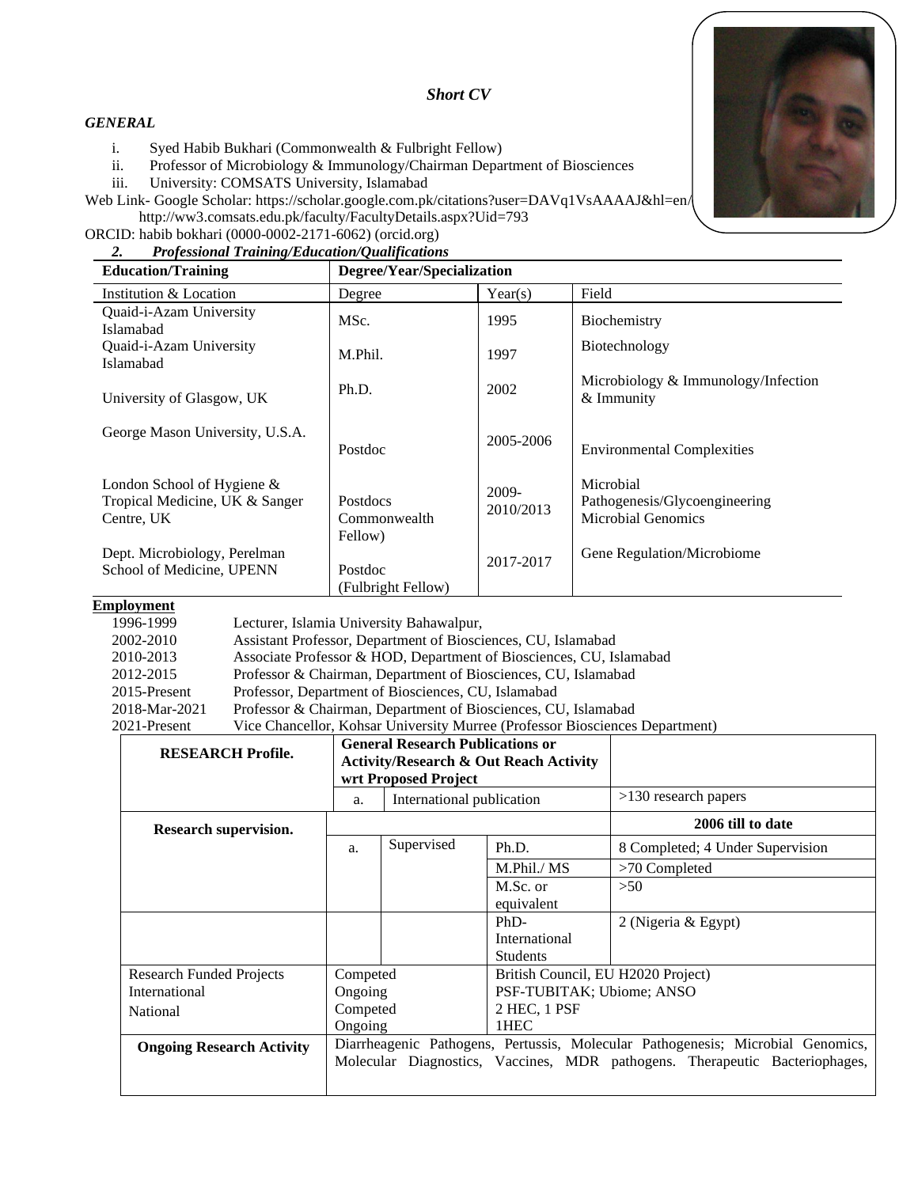*Short CV*

***GENERAL***

i. Syed Habib Bukhari (Commonwealth & Fulbright Fellow)
ii. Professor of Microbiology & Immunology/Chairman Department of Biosciences
iii. University: COMSATS University, Islamabad

Web Link- Google Scholar: https://scholar.google.com.pk/citations?user=DAVq1VsAAAAJ&hl=en/ http://ww3.comsats.edu.pk/faculty/FacultyDetails.aspx?Uid=793

ORCID: habib bokhari (0000-0002-2171-6062) (orcid.org)

***2. Professional Training/Education/Qualifications***

| **Education/Training** | **Degree/Year/Specialization** | | |
|---|---|---|---|
| Institution & Location | Degree | Year(s) | Field |
| Quaid-i-Azam University Islamabad | MSc. | 1995 | Biochemistry |
| Quaid-i-Azam University Islamabad | M.Phil. | 1997 | Biotechnology |
| University of Glasgow, UK | Ph.D. | 2002 | Microbiology & Immunology/Infection & Immunity |
| George Mason University, U.S.A. | Postdoc | 2005-2006 | Environmental Complexities |
| London School of Hygiene & Tropical Medicine, UK & Sanger Centre, UK | Postdocs Commonwealth Fellow) | 2009-2010/2013 | Microbial Pathogenesis/Glycoengineering Microbial Genomics |
| Dept. Microbiology, Perelman School of Medicine, UPENN | Postdoc (Fulbright Fellow) | 2017-2017 | Gene Regulation/Microbiome |

**Employment**

| | |
|---|---|
| 1996-1999 | Lecturer, Islamia University Bahawalpur, |
| 2002-2010 | Assistant Professor, Department of Biosciences, CU, Islamabad |
| 2010-2013 | Associate Professor & HOD, Department of Biosciences, CU, Islamabad |
| 2012-2015 | Professor & Chairman, Department of Biosciences, CU, Islamabad |
| 2015-Present | Professor, Department of Biosciences, CU, Islamabad |
| 2018-Mar-2021 | Professor & Chairman, Department of Biosciences, CU, Islamabad |
| 2021-Present | Vice Chancellor, Kohsar University Murree (Professor Biosciences Department) |

| **RESEARCH Profile.** | **General Research Publications or Activity/Research & Out Reach Activity wrt Proposed Project** | | | |
|---|---|---|---|---|
| | a. | International publication | | >130 research papers |
| **Research supervision.** | | | | **2006 till to date** |
| | a. | Supervised | Ph.D. | 8 Completed; 4 Under Supervision |
| | | | M.Phil./ MS | >70 Completed |
| | | | M.Sc. or equivalent | >50 |
| | | | PhD-International Students | 2 (Nigeria & Egypt) |
| Research Funded Projects International | Competed | | British Council, EU H2020 Project) | |
| | Ongoing | | PSF-TUBITAK; Ubiome; ANSO | |
| National | Competed | | 2 HEC, 1 PSF | |
| | Ongoing | | 1HEC | |
| **Ongoing Research Activity** | Diarrheagenic Pathogens, Pertussis, Molecular Pathogenesis; Microbial Genomics, Molecular Diagnostics, Vaccines, MDR pathogens. Therapeutic Bacteriophages, | | | |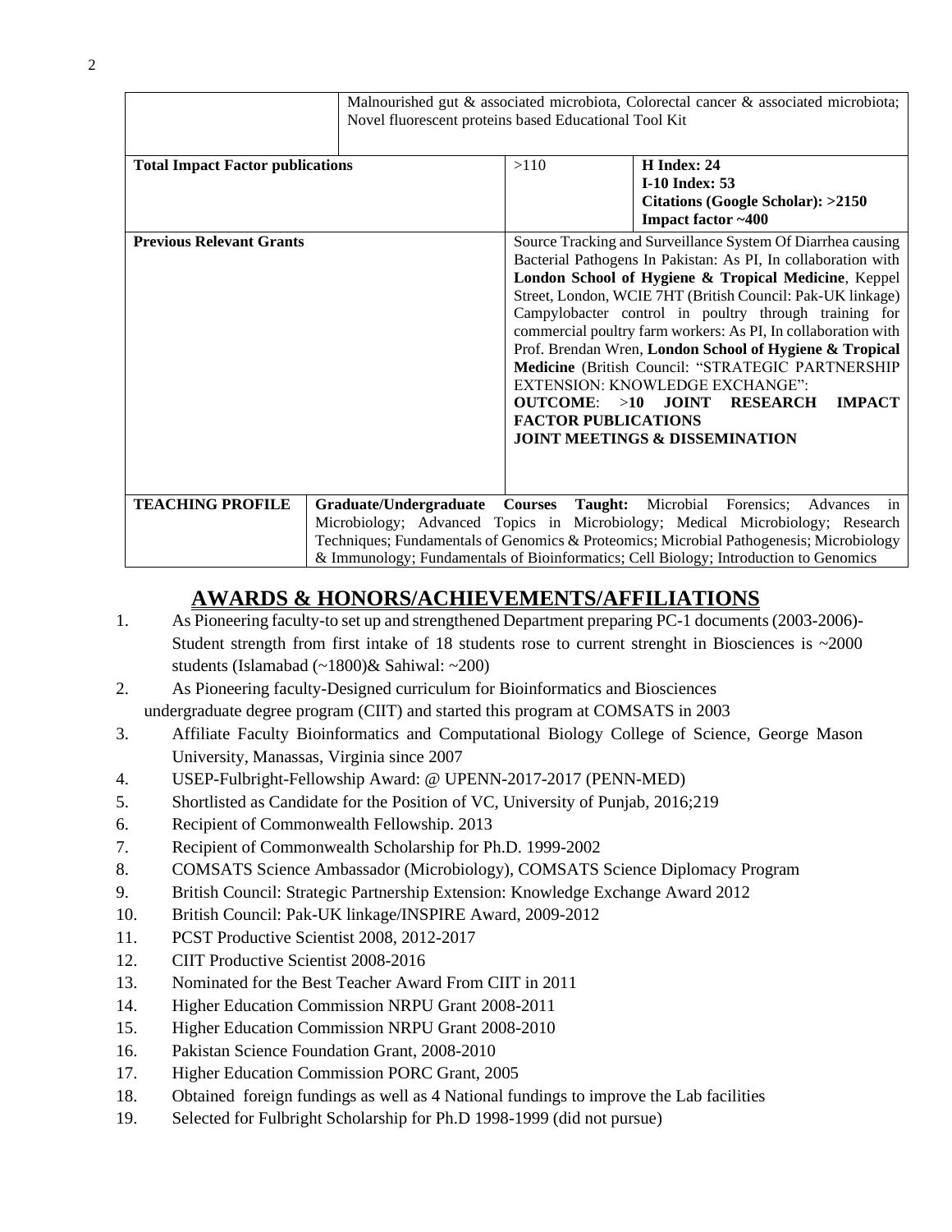| | Malnourished gut & associated microbiota, Colorectal cancer & associated microbiota; Novel fluorescent proteins based Educational Tool Kit | | |
|---|---|---|---|
| **Total Impact Factor publications** | | >110 | **H Index: 24**<br>**I-10 Index: 53**<br>**Citations (Google Scholar): >2150**<br>**Impact factor ~400** |
| **Previous Relevant Grants** | | Source Tracking and Surveillance System Of Diarrhea causing Bacterial Pathogens In Pakistan: As PI, In collaboration with **London School of Hygiene & Tropical Medicine**, Keppel Street, London, WCIE 7HT (British Council: Pak-UK linkage)<br>Campylobacter control in poultry through training for commercial poultry farm workers: As PI, In collaboration with Prof. Brendan Wren, **London School of Hygiene & Tropical Medicine** (British Council: "STRATEGIC PARTNERSHIP EXTENSION: KNOWLEDGE EXCHANGE":<br>**OUTCOME**: >**10 JOINT RESEARCH IMPACT FACTOR PUBLICATIONS**<br>**JOINT MEETINGS & DISSEMINATION** | |
| **TEACHING PROFILE** | **Graduate/Undergraduate Courses Taught:** Microbial Forensics; Advances in Microbiology; Advanced Topics in Microbiology; Medical Microbiology; Research Techniques; Fundamentals of Genomics & Proteomics; Microbial Pathogenesis; Microbiology & Immunology; Fundamentals of Bioinformatics; Cell Biology; Introduction to Genomics | | |

## AWARDS & HONORS/ACHIEVEMENTS/AFFILIATIONS

1. As Pioneering faculty-to set up and strengthened Department preparing PC-1 documents (2003-2006)- Student strength from first intake of 18 students rose to current strenght in Biosciences is ~2000 students (Islamabad (~1800)& Sahiwal: ~200)
2. As Pioneering faculty-Designed curriculum for Bioinformatics and Biosciences undergraduate degree program (CIIT) and started this program at COMSATS in 2003
3. Affiliate Faculty Bioinformatics and Computational Biology College of Science, George Mason University, Manassas, Virginia since 2007
4. USEP-Fulbright-Fellowship Award: @ UPENN-2017-2017 (PENN-MED)
5. Shortlisted as Candidate for the Position of VC, University of Punjab, 2016;219
6. Recipient of Commonwealth Fellowship. 2013
7. Recipient of Commonwealth Scholarship for Ph.D. 1999-2002
8. COMSATS Science Ambassador (Microbiology), COMSATS Science Diplomacy Program
9. British Council: Strategic Partnership Extension: Knowledge Exchange Award 2012
10. British Council: Pak-UK linkage/INSPIRE Award, 2009-2012
11. PCST Productive Scientist 2008, 2012-2017
12. CIIT Productive Scientist 2008-2016
13. Nominated for the Best Teacher Award From CIIT in 2011
14. Higher Education Commission NRPU Grant 2008-2011
15. Higher Education Commission NRPU Grant 2008-2010
16. Pakistan Science Foundation Grant, 2008-2010
17. Higher Education Commission PORC Grant, 2005
18. Obtained foreign fundings as well as 4 National fundings to improve the Lab facilities
19. Selected for Fulbright Scholarship for Ph.D 1998-1999 (did not pursue)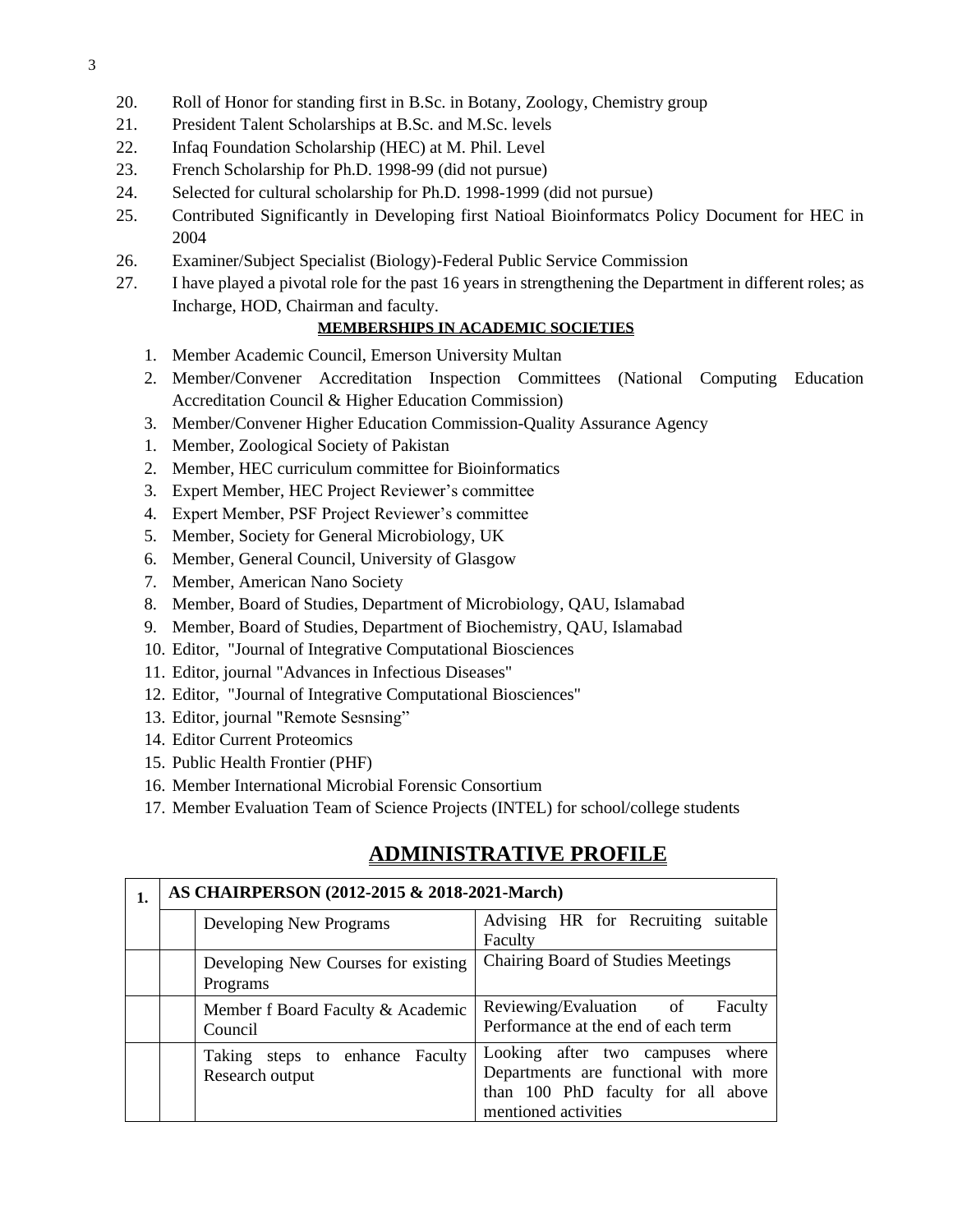20. Roll of Honor for standing first in B.Sc. in Botany, Zoology, Chemistry group
21. President Talent Scholarships at B.Sc. and M.Sc. levels
22. Infaq Foundation Scholarship (HEC) at M. Phil. Level
23. French Scholarship for Ph.D. 1998-99 (did not pursue)
24. Selected for cultural scholarship for Ph.D. 1998-1999 (did not pursue)
25. Contributed Significantly in Developing first Natioal Bioinformatcs Policy Document for HEC in 2004
26. Examiner/Subject Specialist (Biology)-Federal Public Service Commission
27. I have played a pivotal role for the past 16 years in strengthening the Department in different roles; as Incharge, HOD, Chairman and faculty.

**MEMBERSHIPS IN ACADEMIC SOCIETIES**

1. Member Academic Council, Emerson University Multan
2. Member/Convener Accreditation Inspection Committees (National Computing Education Accreditation Council & Higher Education Commission)
3. Member/Convener Higher Education Commission-Quality Assurance Agency

1. Member, Zoological Society of Pakistan
2. Member, HEC curriculum committee for Bioinformatics
3. Expert Member, HEC Project Reviewer's committee
4. Expert Member, PSF Project Reviewer's committee
5. Member, Society for General Microbiology, UK
6. Member, General Council, University of Glasgow
7. Member, American Nano Society
8. Member, Board of Studies, Department of Microbiology, QAU, Islamabad
9. Member, Board of Studies, Department of Biochemistry, QAU, Islamabad
10. Editor, "Journal of Integrative Computational Biosciences
11. Editor, journal "Advances in Infectious Diseases"
12. Editor, "Journal of Integrative Computational Biosciences"
13. Editor, journal "Remote Sesnsing"
14. Editor Current Proteomics
15. Public Health Frontier (PHF)
16. Member International Microbial Forensic Consortium
17. Member Evaluation Team of Science Projects (INTEL) for school/college students

## ADMINISTRATIVE PROFILE

| 1. | AS CHAIRPERSON (2012-2015 & 2018-2021-March) | | |
|---|---|---|---|
| | | Developing New Programs | Advising HR for Recruiting suitable Faculty |
| | | Developing New Courses for existing Programs | Chairing Board of Studies Meetings |
| | | Member f Board Faculty & Academic Council | Reviewing/Evaluation of Faculty Performance at the end of each term |
| | | Taking steps to enhance Faculty Research output | Looking after two campuses where Departments are functional with more than 100 PhD faculty for all above mentioned activities |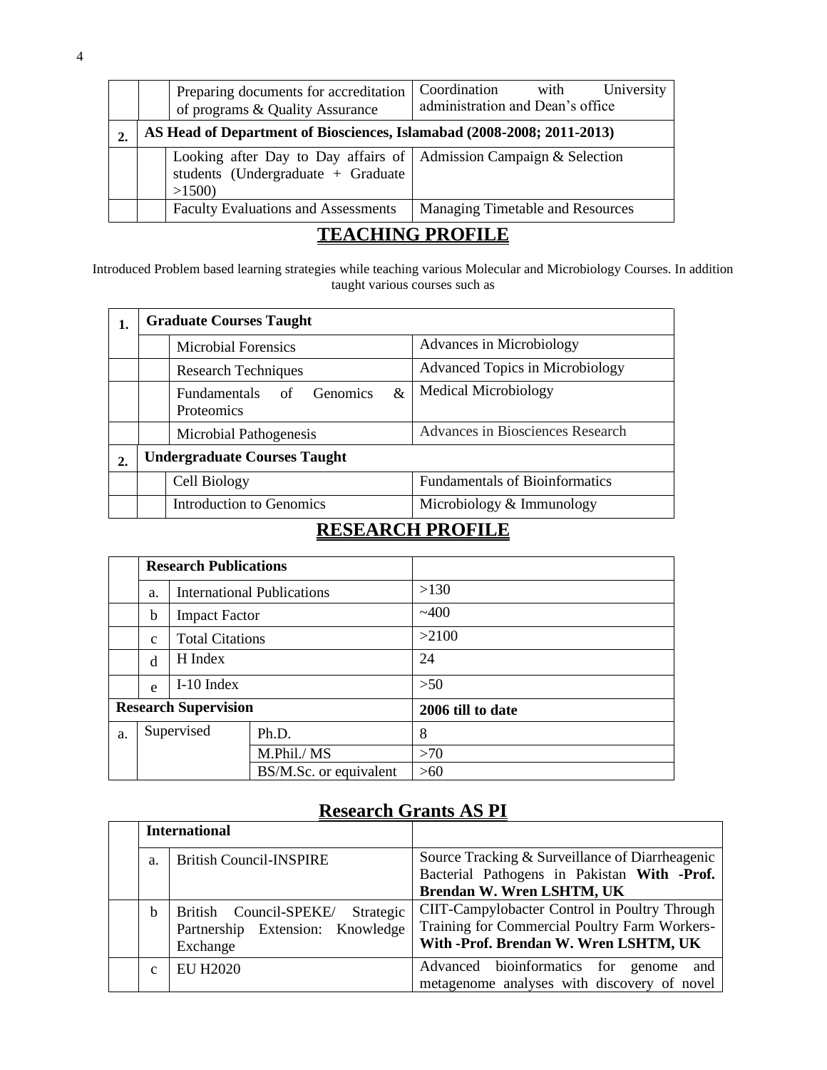| | | | |
|---|---|---|---|
| | | Preparing documents for accreditation of programs & Quality Assurance | Coordination with University administration and Dean's office |
| **2.** | **AS Head of Department of Biosciences, Islamabad (2008-2008; 2011-2013)** | | |
| | | Looking after Day to Day affairs of students (Undergraduate + Graduate >1500) | Admission Campaign & Selection |
| | | Faculty Evaluations and Assessments | Managing Timetable and Resources |

# TEACHING PROFILE

Introduced Problem based learning strategies while teaching various Molecular and Microbiology Courses. In addition taught various courses such as

| | | | |
|---|---|---|---|
| **1.** | **Graduate Courses Taught** | | |
| | | Microbial Forensics | Advances in Microbiology |
| | | Research Techniques | Advanced Topics in Microbiology |
| | | Fundamentals of Genomics & Proteomics | Medical Microbiology |
| | | Microbial Pathogenesis | Advances in Biosciences Research |
| **2.** | **Undergraduate Courses Taught** | | |
| | | Cell Biology | Fundamentals of Bioinformatics |
| | | Introduction to Genomics | Microbiology & Immunology |

# RESEARCH PROFILE

| | | | | |
|---|---|---|---|---|
| | **Research Publications** | | | |
| | a. | International Publications | | >130 |
| | b | Impact Factor | | ~400 |
| | c | Total Citations | | >2100 |
| | d | H Index | | 24 |
| | e | I-10 Index | | >50 |
| **Research Supervision** | | | | **2006 till to date** |
| a. | Supervised | | Ph.D. | 8 |
| | | | M.Phil./ MS | >70 |
| | | | BS/M.Sc. or equivalent | >60 |

## Research Grants AS PI

| | | | |
|---|---|---|---|
| | **International** | | |
| | a. | British Council-INSPIRE | Source Tracking & Surveillance of Diarrheagenic Bacterial Pathogens in Pakistan **With -Prof. Brendan W. Wren LSHTM, UK** |
| | b | British Council-SPEKE/ Strategic Partnership Extension: Knowledge Exchange | CIIT-Campylobacter Control in Poultry Through Training for Commercial Poultry Farm Workers- **With -Prof. Brendan W. Wren LSHTM, UK** |
| | c | EU H2020 | Advanced bioinformatics for genome and metagenome analyses with discovery of novel |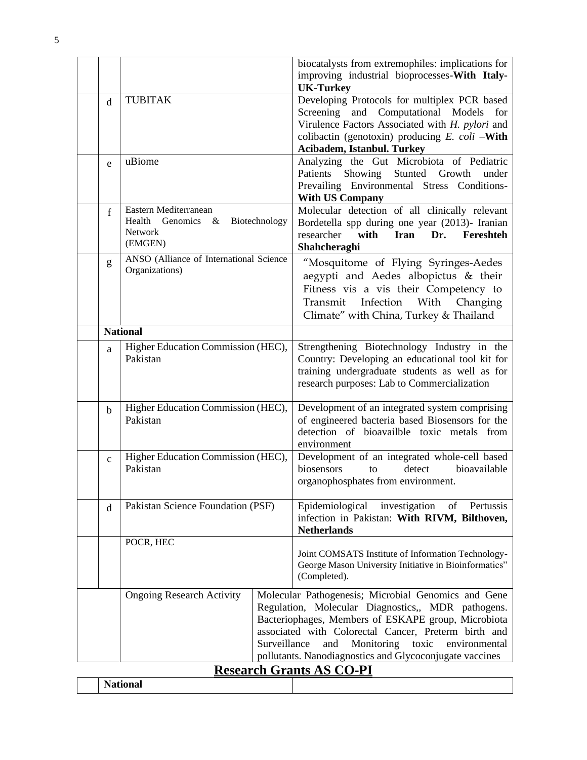| | | | |
|---|---|---|---|
| | | | biocatalysts from extremophiles: implications for improving industrial bioprocesses-**With Italy-UK-Turkey** |
| | d | TUBITAK | Developing Protocols for multiplex PCR based Screening and Computational Models for Virulence Factors Associated with *H. pylori* and colibactin (genotoxin) producing *E. coli* –**With Acibadem, Istanbul. Turkey** |
| | e | uBiome | Analyzing the Gut Microbiota of Pediatric Patients Showing Stunted Growth under Prevailing Environmental Stress Conditions-**With US Company** |
| | f | Eastern Mediterranean Health Genomics & Biotechnology Network (EMGEN) | Molecular detection of all clinically relevant Bordetella spp during one year (2013)- Iranian researcher **with Iran Dr. Fereshteh Shahcheraghi** |
| | g | ANSO (Alliance of International Science Organizations) | "Mosquitome of Flying Syringes-Aedes aegypti and Aedes albopictus & their Fitness vis a vis their Competency to Transmit Infection With Changing Climate" with China, Turkey & Thailand |
| | **National** | | |
| | a | Higher Education Commission (HEC), Pakistan | Strengthening Biotechnology Industry in the Country: Developing an educational tool kit for training undergraduate students as well as for research purposes: Lab to Commercialization |
| | b | Higher Education Commission (HEC), Pakistan | Development of an integrated system comprising of engineered bacteria based Biosensors for the detection of bioavailble toxic metals from environment |
| | c | Higher Education Commission (HEC), Pakistan | Development of an integrated whole-cell based biosensors to detect bioavailable organophosphates from environment. |
| | d | Pakistan Science Foundation (PSF) | Epidemiological investigation of Pertussis infection in Pakistan: **With RIVM, Bilthoven, Netherlands** |
| | | POCR, HEC | Joint COMSATS Institute of Information Technology-George Mason University Initiative in Bioinformatics" (Completed). |
| | | Ongoing Research Activity | Molecular Pathogenesis; Microbial Genomics and Gene Regulation, Molecular Diagnostics,, MDR pathogens. Bacteriophages, Members of ESKAPE group, Microbiota associated with Colorectal Cancer, Preterm birth and Surveillance and Monitoring toxic environmental pollutants. Nanodiagnostics and Glycoconjugate vaccines |

## Research Grants AS CO-PI

| | | |
|---|---|---|
| | **National** | |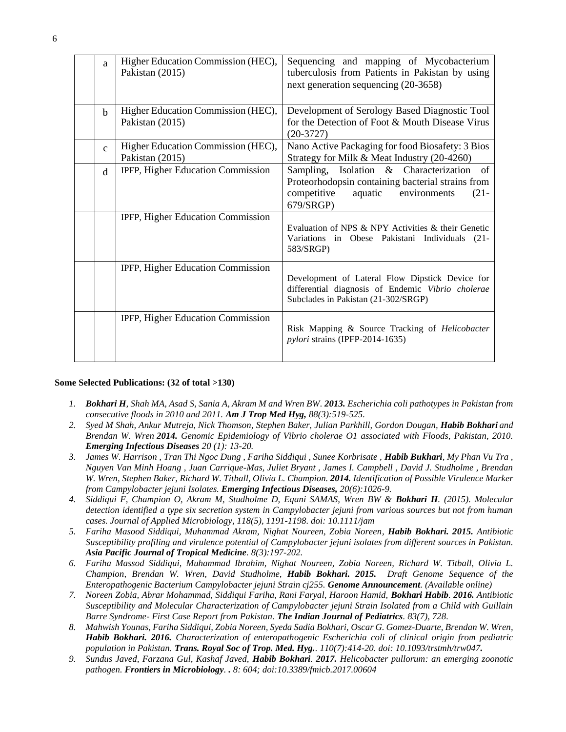|  |  |  |  |
|---|---|---|---|
|  | a | Higher Education Commission (HEC), Pakistan (2015) | Sequencing and mapping of Mycobacterium tuberculosis from Patients in Pakistan by using next generation sequencing (20-3658) |
|  | b | Higher Education Commission (HEC), Pakistan (2015) | Development of Serology Based Diagnostic Tool for the Detection of Foot & Mouth Disease Virus (20-3727) |
|  | c | Higher Education Commission (HEC), Pakistan (2015) | Nano Active Packaging for food Biosafety: 3 Bios Strategy for Milk & Meat Industry (20-4260) |
|  | d | IPFP, Higher Education Commission | Sampling, Isolation & Characterization of Proteorhodopsin containing bacterial strains from competitive aquatic environments (21-679/SRGP) |
|  |  | IPFP, Higher Education Commission | Evaluation of NPS & NPY Activities & their Genetic Variations in Obese Pakistani Individuals (21-583/SRGP) |
|  |  | IPFP, Higher Education Commission | Development of Lateral Flow Dipstick Device for differential diagnosis of Endemic *Vibrio cholerae* Subclades in Pakistan (21-302/SRGP) |
|  |  | IPFP, Higher Education Commission | Risk Mapping & Source Tracking of *Helicobacter pylori* strains (IPFP-2014-1635) |

**Some Selected Publications: (32 of total >130)**

1. *__Bokhari H__, Shah MA, Asad S, Sania A, Akram M and Wren BW. __2013.__ Escherichia coli pathotypes in Pakistan from consecutive floods in 2010 and 2011. __Am J Trop Med Hyg,__ 88(3):519-525.*
2. *Syed M Shah, Ankur Mutreja, Nick Thomson, Stephen Baker, Julian Parkhill, Gordon Dougan, __Habib Bokhari__ and Brendan W. Wren __2014.__ Genomic Epidemiology of Vibrio cholerae O1 associated with Floods, Pakistan, 2010. __Emerging Infectious Diseases__ 20 (1): 13-20.*
3. *James W. Harrison , Tran Thi Ngoc Dung , Fariha Siddiqui , Sunee Korbrisate , __Habib Bukhari__, My Phan Vu Tra , Nguyen Van Minh Hoang , Juan Carrique-Mas, Juliet Bryant , James I. Campbell , David J. Studholme , Brendan W. Wren, Stephen Baker, Richard W. Titball, Olivia L. Champion. __2014.__ Identification of Possible Virulence Marker from Campylobacter jejuni Isolates. __Emerging Infectious Diseases,__ 20(6):1026-9.*
4. *Siddiqui F, Champion O, Akram M, Studholme D, Eqani SAMAS, Wren BW & __Bokhari H__. (2015). Molecular detection identified a type six secretion system in Campylobacter jejuni from various sources but not from human cases. Journal of Applied Microbiology, 118(5), 1191-1198. doi: 10.1111/jam*
5. *Fariha Masood Siddiqui, Muhammad Akram, Nighat Noureen, Zobia Noreen, __Habib Bokhari. 2015.__ Antibiotic Susceptibility profiling and virulence potential of Campylobacter jejuni isolates from different sources in Pakistan. __Asia Pacific Journal of Tropical Medicine__. 8(3):197-202.*
6. *Fariha Massod Siddiqui, Muhammad Ibrahim, Nighat Noureen, Zobia Noreen, Richard W. Titball, Olivia L. Champion, Brendan W. Wren, David Studholme, __Habib Bokhari. 2015.__ Draft Genome Sequence of the Enteropathogenic Bacterium Campylobacter jejuni Strain cj255. __Genome Announcement__. (Available online)*
7. *Noreen Zobia, Abrar Mohammad, Siddiqui Fariha, Rani Faryal, Haroon Hamid, __Bokhari Habib__. __2016.__ Antibiotic Susceptibility and Molecular Characterization of Campylobacter jejuni Strain Isolated from a Child with Guillain Barre Syndrome- First Case Report from Pakistan. __The Indian Journal of Pediatrics__. 83(7), 728.*
8. *Mahwish Younas, Fariha Siddiqui, Zobia Noreen, Syeda Sadia Bokhari, Oscar G. Gomez-Duarte, Brendan W. Wren, __Habib Bokhari. 2016.__ Characterization of enteropathogenic Escherichia coli of clinical origin from pediatric population in Pakistan. __Trans. Royal Soc of Trop. Med. Hyg.__. 110(7):414-20. doi: 10.1093/trstmh/trw047__.__*
9. *Sundus Javed, Farzana Gul, Kashaf Javed, __Habib Bokhari__. __2017.__ Helicobacter pullorum: an emerging zoonotic pathogen. __Frontiers in Microbiology__. . 8: 604; doi:10.3389/fmicb.2017.00604*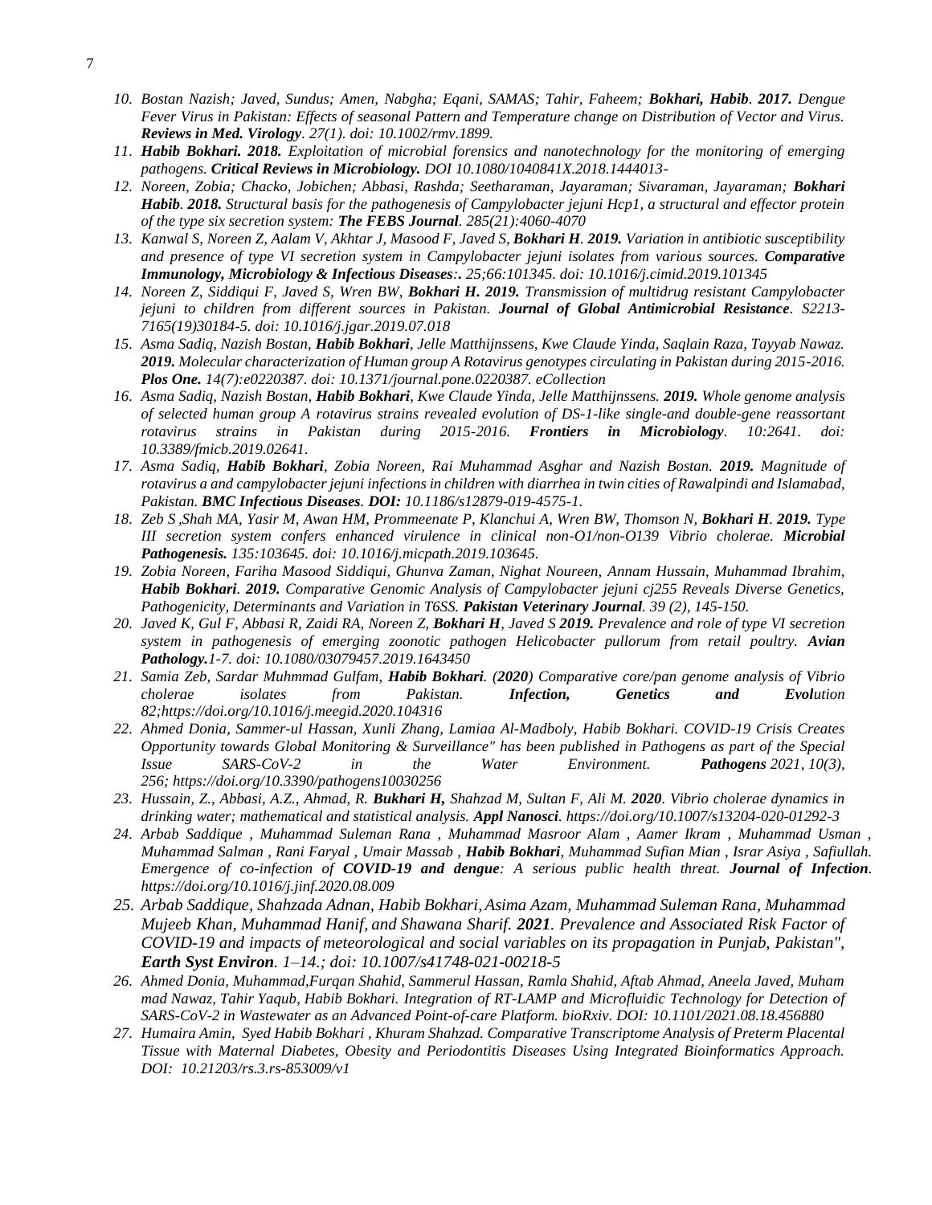10. *Bostan Nazish; Javed, Sundus; Amen, Nabgha; Eqani, SAMAS; Tahir, Faheem; **Bokhari, Habib**. **2017.** Dengue Fever Virus in Pakistan: Effects of seasonal Pattern and Temperature change on Distribution of Vector and Virus. **Reviews in Med. Virology**. 27(1). doi: 10.1002/rmv.1899.*
11. ***Habib Bokhari. 2018.** Exploitation of microbial forensics and nanotechnology for the monitoring of emerging pathogens. **Critical Reviews in Microbiology.** DOI 10.1080/1040841X.2018.1444013-*
12. *Noreen, Zobia; Chacko, Jobichen; Abbasi, Rashda; Seetharaman, Jayaraman; Sivaraman, Jayaraman; **Bokhari Habib**. **2018.** Structural basis for the pathogenesis of Campylobacter jejuni Hcp1, a structural and effector protein of the type six secretion system: **The FEBS Journal**. 285(21):4060-4070*
13. *Kanwal S, Noreen Z, Aalam V, Akhtar J, Masood F, Javed S, **Bokhari H**. **2019.** Variation in antibiotic susceptibility and presence of type VI secretion system in Campylobacter jejuni isolates from various sources. **Comparative Immunology, Microbiology & Infectious Diseases:.** 25;66:101345. doi: 10.1016/j.cimid.2019.101345*
14. *Noreen Z, Siddiqui F, Javed S, Wren BW, **Bokhari H. 2019.** Transmission of multidrug resistant Campylobacter jejuni to children from different sources in Pakistan. **Journal of Global Antimicrobial Resistance**. S2213-7165(19)30184-5. doi: 10.1016/j.jgar.2019.07.018*
15. *Asma Sadiq, Nazish Bostan, **Habib Bokhari**, Jelle Matthijnssens, Kwe Claude Yinda, Saqlain Raza, Tayyab Nawaz. **2019.** Molecular characterization of Human group A Rotavirus genotypes circulating in Pakistan during 2015-2016. **Plos One.** 14(7):e0220387. doi: 10.1371/journal.pone.0220387. eCollection*
16. *Asma Sadiq, Nazish Bostan, **Habib Bokhari**, Kwe Claude Yinda, Jelle Matthijnssens. **2019.** Whole genome analysis of selected human group A rotavirus strains revealed evolution of DS-1-like single-and double-gene reassortant rotavirus strains in Pakistan during 2015-2016. **Frontiers in Microbiology**. 10:2641. doi: 10.3389/fmicb.2019.02641.*
17. *Asma Sadiq, **Habib Bokhari**, Zobia Noreen, Rai Muhammad Asghar and Nazish Bostan. **2019.** Magnitude of rotavirus a and campylobacter jejuni infections in children with diarrhea in twin cities of Rawalpindi and Islamabad, Pakistan. **BMC Infectious Diseases**. **DOI:** 10.1186/s12879-019-4575-1.*
18. *Zeb S ,Shah MA, Yasir M, Awan HM, Prommeenate P, Klanchui A, Wren BW, Thomson N, **Bokhari H**. **2019.** Type III secretion system confers enhanced virulence in clinical non-O1/non-O139 Vibrio cholerae. **Microbial Pathogenesis.** 135:103645. doi: 10.1016/j.micpath.2019.103645.*
19. *Zobia Noreen, Fariha Masood Siddiqui, Ghunva Zaman, Nighat Noureen, Annam Hussain, Muhammad Ibrahim, **Habib Bokhari**. **2019.** Comparative Genomic Analysis of Campylobacter jejuni cj255 Reveals Diverse Genetics, Pathogenicity, Determinants and Variation in T6SS. **Pakistan Veterinary Journal**. 39 (2), 145-150.*
20. *Javed K, Gul F, Abbasi R, Zaidi RA, Noreen Z, **Bokhari H**, Javed S **2019.** Prevalence and role of type VI secretion system in pathogenesis of emerging zoonotic pathogen Helicobacter pullorum from retail poultry. **Avian Pathology.**1-7. doi: 10.1080/03079457.2019.1643450*
21. *Samia Zeb, Sardar Muhmmad Gulfam, **Habib Bokhari**. (**2020**) Comparative core/pan genome analysis of Vibrio cholerae isolates from Pakistan. **Infection, Genetics and Evolution** 82;https://doi.org/10.1016/j.meegid.2020.104316*
22. *Ahmed Donia, Sammer-ul Hassan, Xunli Zhang, Lamiaa Al-Madboly, Habib Bokhari. COVID-19 Crisis Creates Opportunity towards Global Monitoring & Surveillance" has been published in Pathogens as part of the Special Issue SARS-CoV-2 in the Water Environment. **Pathogens** 2021, 10(3), 256; https://doi.org/10.3390/pathogens10030256*
23. *Hussain, Z., Abbasi, A.Z., Ahmad, R. **Bukhari H,** Shahzad M, Sultan F, Ali M. **2020**. Vibrio cholerae dynamics in drinking water; mathematical and statistical analysis. **Appl Nanosci**. https://doi.org/10.1007/s13204-020-01292-3*
24. *Arbab Saddique , Muhammad Suleman Rana , Muhammad Masroor Alam , Aamer Ikram , Muhammad Usman , Muhammad Salman , Rani Faryal , Umair Massab , **Habib Bokhari**, Muhammad Sufian Mian , Israr Asiya , Safiullah. Emergence of co-infection of **COVID-19 and dengue**: A serious public health threat. **Journal of Infection**. https://doi.org/10.1016/j.jinf.2020.08.009*
25. *Arbab Saddique, Shahzada Adnan, Habib Bokhari, Asima Azam, Muhammad Suleman Rana, Muhammad Mujeeb Khan, Muhammad Hanif, and Shawana Sharif. **2021**. Prevalence and Associated Risk Factor of COVID-19 and impacts of meteorological and social variables on its propagation in Punjab, Pakistan", **Earth Syst Environ**. 1–14.; doi: 10.1007/s41748-021-00218-5*
26. *Ahmed Donia, Muhammad,Furqan Shahid, Sammerul Hassan, Ramla Shahid, Aftab Ahmad, Aneela Javed, Muham mad Nawaz, Tahir Yaqub, Habib Bokhari. Integration of RT-LAMP and Microfluidic Technology for Detection of SARS-CoV-2 in Wastewater as an Advanced Point-of-care Platform. bioRxiv. DOI: 10.1101/2021.08.18.456880*
27. *Humaira Amin, Syed Habib Bokhari , Khuram Shahzad. Comparative Transcriptome Analysis of Preterm Placental Tissue with Maternal Diabetes, Obesity and Periodontitis Diseases Using Integrated Bioinformatics Approach. DOI: 10.21203/rs.3.rs-853009/v1*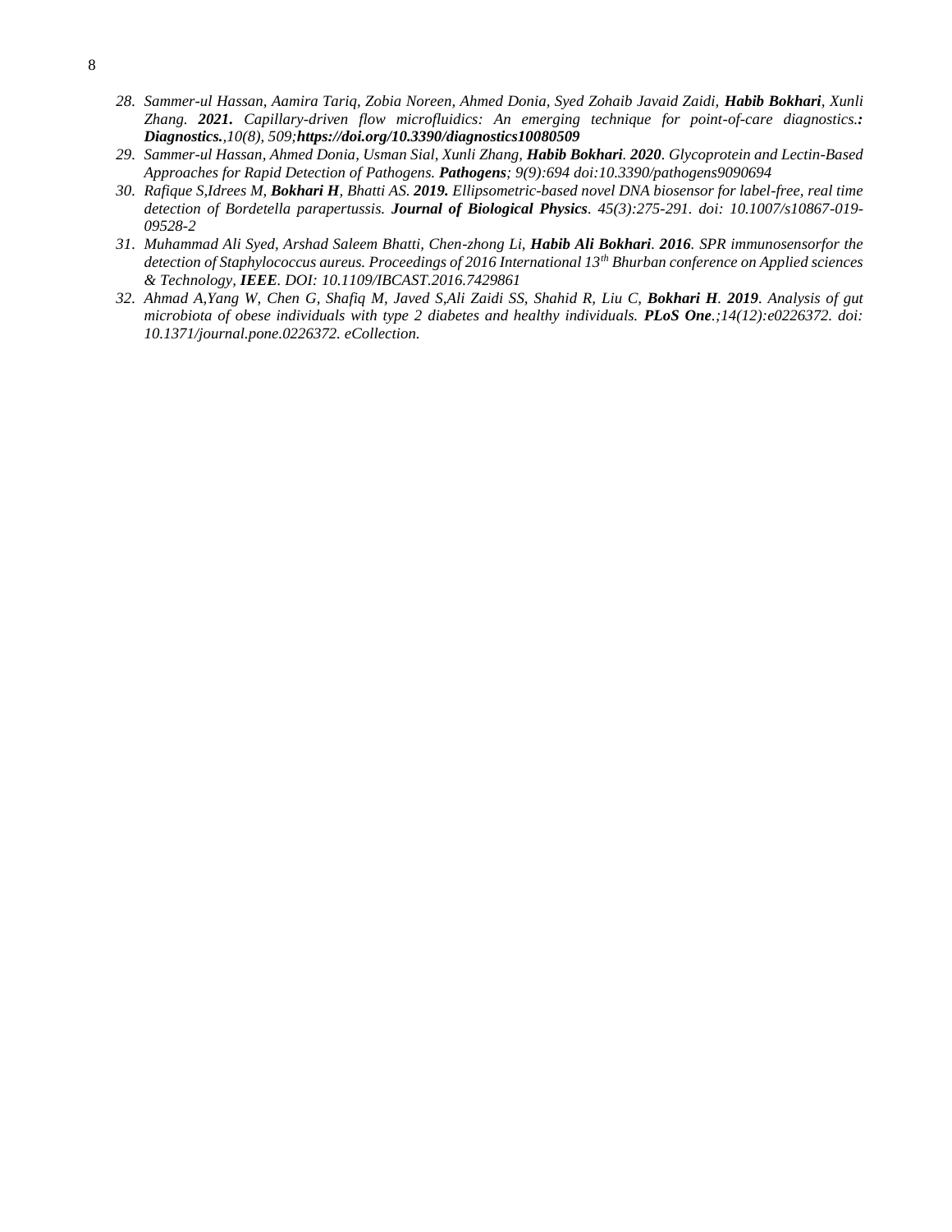28. *Sammer-ul Hassan, Aamira Tariq, Zobia Noreen, Ahmed Donia, Syed Zohaib Javaid Zaidi, **Habib Bokhari**, Xunli Zhang. **2021.** Capillary-driven flow microfluidics: An emerging technique for point-of-care diagnostics.**: Diagnostics.**,10(8), 509;**https://doi.org/10.3390/diagnostics10080509***
29. *Sammer-ul Hassan, Ahmed Donia, Usman Sial, Xunli Zhang, **Habib Bokhari**. **2020**. Glycoprotein and Lectin-Based Approaches for Rapid Detection of Pathogens. **Pathogens**; 9(9):694 doi:10.3390/pathogens9090694*
30. *Rafique S,Idrees M, **Bokhari H**, Bhatti AS. **2019.** Ellipsometric-based novel DNA biosensor for label-free, real time detection of Bordetella parapertussis. **Journal of Biological Physics**. 45(3):275-291. doi: 10.1007/s10867-019-09528-2*
31. *Muhammad Ali Syed, Arshad Saleem Bhatti, Chen-zhong Li, **Habib Ali Bokhari**. **2016**. SPR immunosensorfor the detection of Staphylococcus aureus. Proceedings of 2016 International 13th Bhurban conference on Applied sciences & Technology, **IEEE**. DOI: 10.1109/IBCAST.2016.7429861*
32. *Ahmad A,Yang W, Chen G, Shafiq M, Javed S,Ali Zaidi SS, Shahid R, Liu C, **Bokhari H**. **2019**. Analysis of gut microbiota of obese individuals with type 2 diabetes and healthy individuals. **PLoS One**.;14(12):e0226372. doi: 10.1371/journal.pone.0226372. eCollection.*